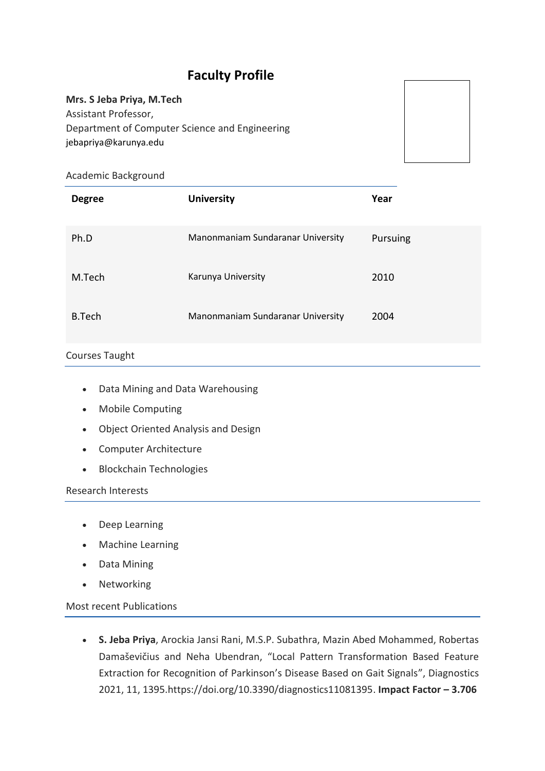# Faculty Profile

**Mrs. S Jeba Priya, M.Tech**
Assistant Professor,
Department of Computer Science and Engineering
jebapriya@karunya.edu

## Academic Background

| Degree | University | Year |
| --- | --- | --- |
| Ph.D | Manonmaniam Sundaranar University | Pursuing |
| M.Tech | Karunya University | 2010 |
| B.Tech | Manonmaniam Sundaranar University | 2004 |

## Courses Taught

- Data Mining and Data Warehousing
- Mobile Computing
- Object Oriented Analysis and Design
- Computer Architecture
- Blockchain Technologies

## Research Interests

- Deep Learning
- Machine Learning
- Data Mining
- Networking

## Most recent Publications

- **S. Jeba Priya**, Arockia Jansi Rani, M.S.P. Subathra, Mazin Abed Mohammed, Robertas Damaševičius and Neha Ubendran, "Local Pattern Transformation Based Feature Extraction for Recognition of Parkinson's Disease Based on Gait Signals", Diagnostics 2021, 11, 1395.https://doi.org/10.3390/diagnostics11081395. **Impact Factor – 3.706**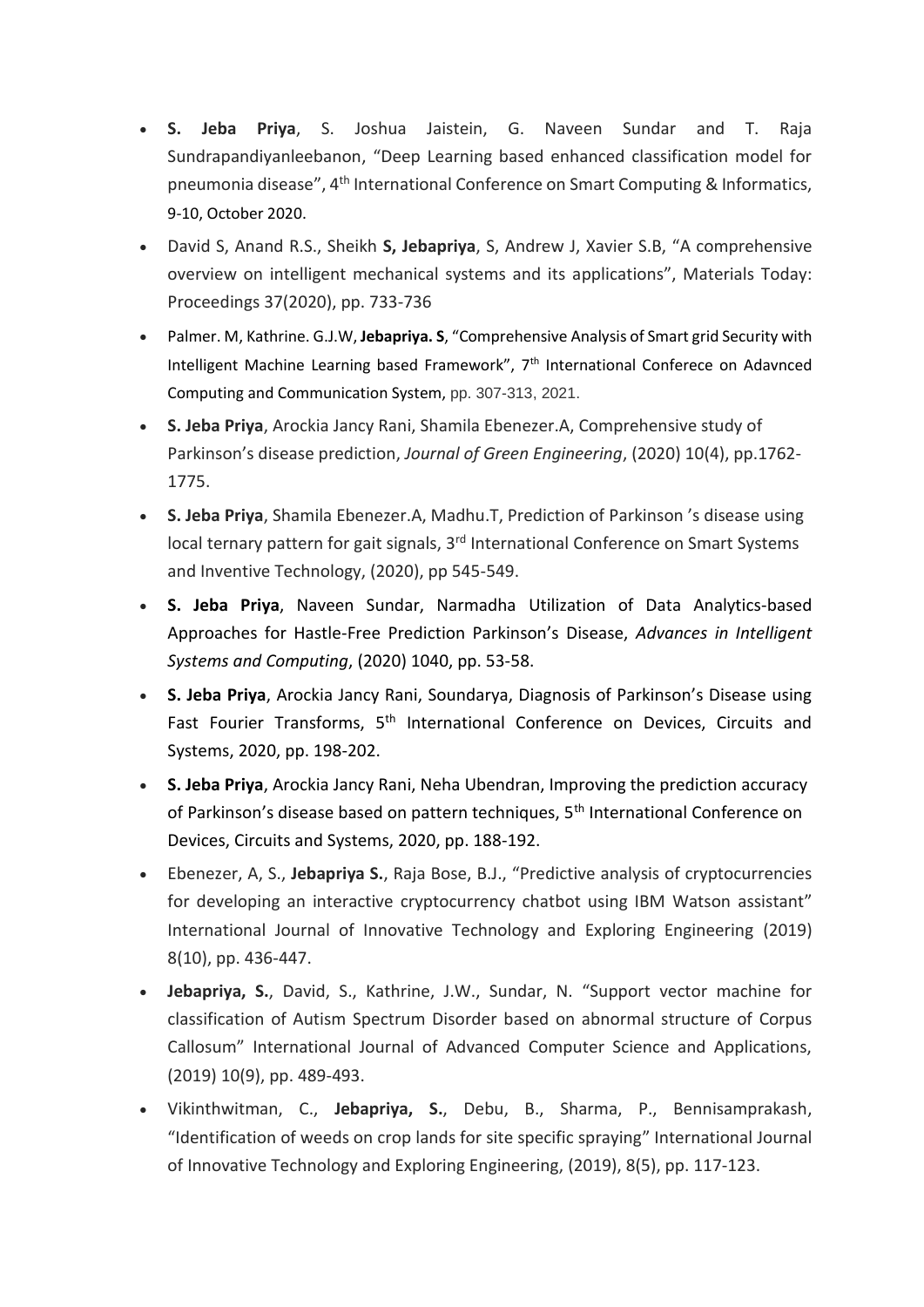- **S. Jeba Priya**, S. Joshua Jaistein, G. Naveen Sundar and T. Raja Sundrapandiyanleebanon, "Deep Learning based enhanced classification model for pneumonia disease", 4th International Conference on Smart Computing & Informatics, 9-10, October 2020.
- David S, Anand R.S., Sheikh **S, Jebapriya**, S, Andrew J, Xavier S.B, "A comprehensive overview on intelligent mechanical systems and its applications", Materials Today: Proceedings 37(2020), pp. 733-736
- Palmer. M, Kathrine. G.J.W, **Jebapriya. S**, "Comprehensive Analysis of Smart grid Security with Intelligent Machine Learning based Framework", 7th International Conferece on Adavnced Computing and Communication System, pp. 307-313, 2021.
- **S. Jeba Priya**, Arockia Jancy Rani, Shamila Ebenezer.A, Comprehensive study of Parkinson's disease prediction, *Journal of Green Engineering*, (2020) 10(4), pp.1762-1775.
- **S. Jeba Priya**, Shamila Ebenezer.A, Madhu.T, Prediction of Parkinson 's disease using local ternary pattern for gait signals, 3rd International Conference on Smart Systems and Inventive Technology, (2020), pp 545-549.
- **S. Jeba Priya**, Naveen Sundar, Narmadha Utilization of Data Analytics-based Approaches for Hastle-Free Prediction Parkinson's Disease, *Advances in Intelligent Systems and Computing*, (2020) 1040, pp. 53-58.
- **S. Jeba Priya**, Arockia Jancy Rani, Soundarya, Diagnosis of Parkinson's Disease using Fast Fourier Transforms, 5th International Conference on Devices, Circuits and Systems, 2020, pp. 198-202.
- **S. Jeba Priya**, Arockia Jancy Rani, Neha Ubendran, Improving the prediction accuracy of Parkinson's disease based on pattern techniques, 5th International Conference on Devices, Circuits and Systems, 2020, pp. 188-192.
- Ebenezer, A, S., **Jebapriya S.**, Raja Bose, B.J., "Predictive analysis of cryptocurrencies for developing an interactive cryptocurrency chatbot using IBM Watson assistant" International Journal of Innovative Technology and Exploring Engineering (2019) 8(10), pp. 436-447.
- **Jebapriya, S.**, David, S., Kathrine, J.W., Sundar, N. "Support vector machine for classification of Autism Spectrum Disorder based on abnormal structure of Corpus Callosum" International Journal of Advanced Computer Science and Applications, (2019) 10(9), pp. 489-493.
- Vikinthwitman, C., **Jebapriya, S.**, Debu, B., Sharma, P., Bennisamprakash, "Identification of weeds on crop lands for site specific spraying" International Journal of Innovative Technology and Exploring Engineering, (2019), 8(5), pp. 117-123.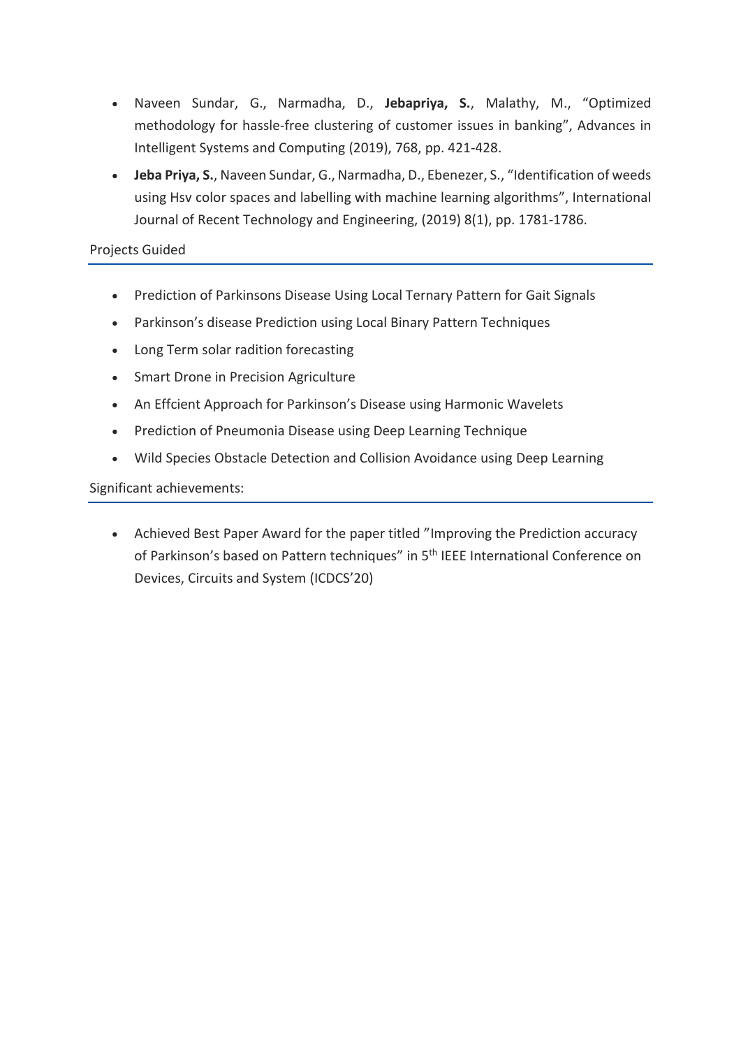- Naveen Sundar, G., Narmadha, D., **Jebapriya, S.**, Malathy, M., "Optimized methodology for hassle-free clustering of customer issues in banking", Advances in Intelligent Systems and Computing (2019), 768, pp. 421-428.
- **Jeba Priya, S.**, Naveen Sundar, G., Narmadha, D., Ebenezer, S., "Identification of weeds using Hsv color spaces and labelling with machine learning algorithms", International Journal of Recent Technology and Engineering, (2019) 8(1), pp. 1781-1786.

## Projects Guided

- Prediction of Parkinsons Disease Using Local Ternary Pattern for Gait Signals
- Parkinson's disease Prediction using Local Binary Pattern Techniques
- Long Term solar radition forecasting
- Smart Drone in Precision Agriculture
- An Effcient Approach for Parkinson's Disease using Harmonic Wavelets
- Prediction of Pneumonia Disease using Deep Learning Technique
- Wild Species Obstacle Detection and Collision Avoidance using Deep Learning

## Significant achievements:

- Achieved Best Paper Award for the paper titled "Improving the Prediction accuracy of Parkinson's based on Pattern techniques" in 5th IEEE International Conference on Devices, Circuits and System (ICDCS'20)